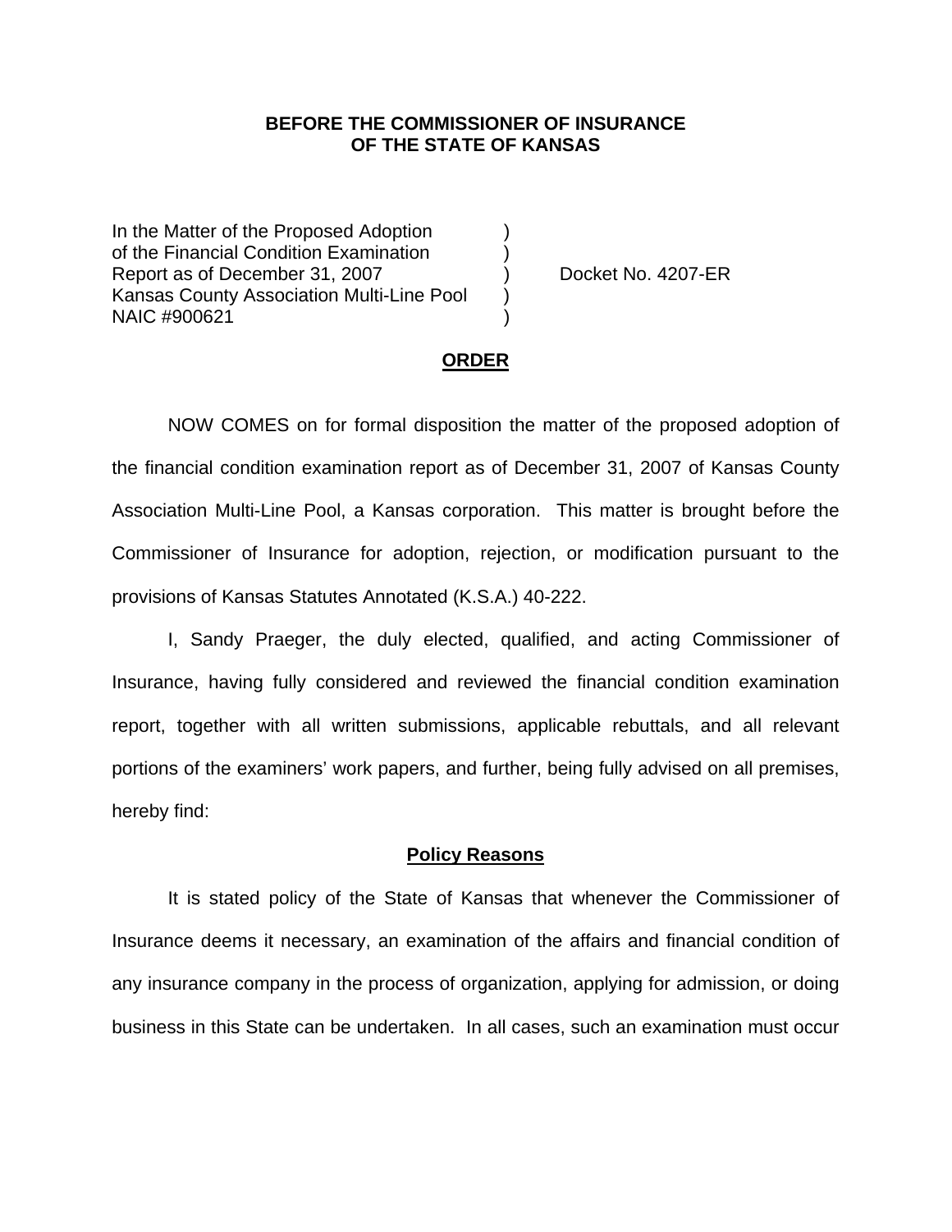**BEFORE THE COMMISSIONER OF INSURANCE**
**OF THE STATE OF KANSAS**

| | | |
|---|---|---|
| In the Matter of the Proposed Adoption | ) | |
| of the Financial Condition Examination | ) | |
| Report as of December 31, 2007 | ) | Docket No. 4207-ER |
| Kansas County Association Multi-Line Pool | ) | |
| NAIC #900621 | ) | |

## ORDER

NOW COMES on for formal disposition the matter of the proposed adoption of the financial condition examination report as of December 31, 2007 of Kansas County Association Multi-Line Pool, a Kansas corporation. This matter is brought before the Commissioner of Insurance for adoption, rejection, or modification pursuant to the provisions of Kansas Statutes Annotated (K.S.A.) 40-222.

I, Sandy Praeger, the duly elected, qualified, and acting Commissioner of Insurance, having fully considered and reviewed the financial condition examination report, together with all written submissions, applicable rebuttals, and all relevant portions of the examiners' work papers, and further, being fully advised on all premises, hereby find:

### Policy Reasons

It is stated policy of the State of Kansas that whenever the Commissioner of Insurance deems it necessary, an examination of the affairs and financial condition of any insurance company in the process of organization, applying for admission, or doing business in this State can be undertaken. In all cases, such an examination must occur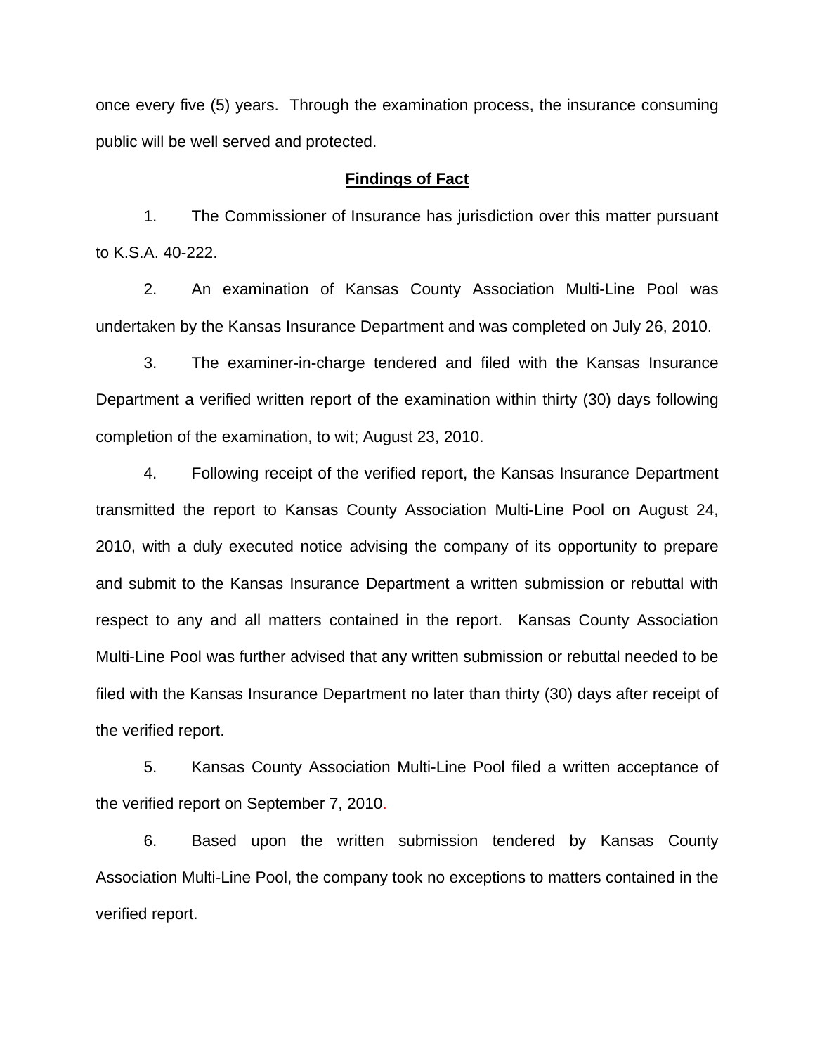once every five (5) years. Through the examination process, the insurance consuming public will be well served and protected.

## Findings of Fact

1. The Commissioner of Insurance has jurisdiction over this matter pursuant to K.S.A. 40-222.

2. An examination of Kansas County Association Multi-Line Pool was undertaken by the Kansas Insurance Department and was completed on July 26, 2010.

3. The examiner-in-charge tendered and filed with the Kansas Insurance Department a verified written report of the examination within thirty (30) days following completion of the examination, to wit; August 23, 2010.

4. Following receipt of the verified report, the Kansas Insurance Department transmitted the report to Kansas County Association Multi-Line Pool on August 24, 2010, with a duly executed notice advising the company of its opportunity to prepare and submit to the Kansas Insurance Department a written submission or rebuttal with respect to any and all matters contained in the report. Kansas County Association Multi-Line Pool was further advised that any written submission or rebuttal needed to be filed with the Kansas Insurance Department no later than thirty (30) days after receipt of the verified report.

5. Kansas County Association Multi-Line Pool filed a written acceptance of the verified report on September 7, 2010.

6. Based upon the written submission tendered by Kansas County Association Multi-Line Pool, the company took no exceptions to matters contained in the verified report.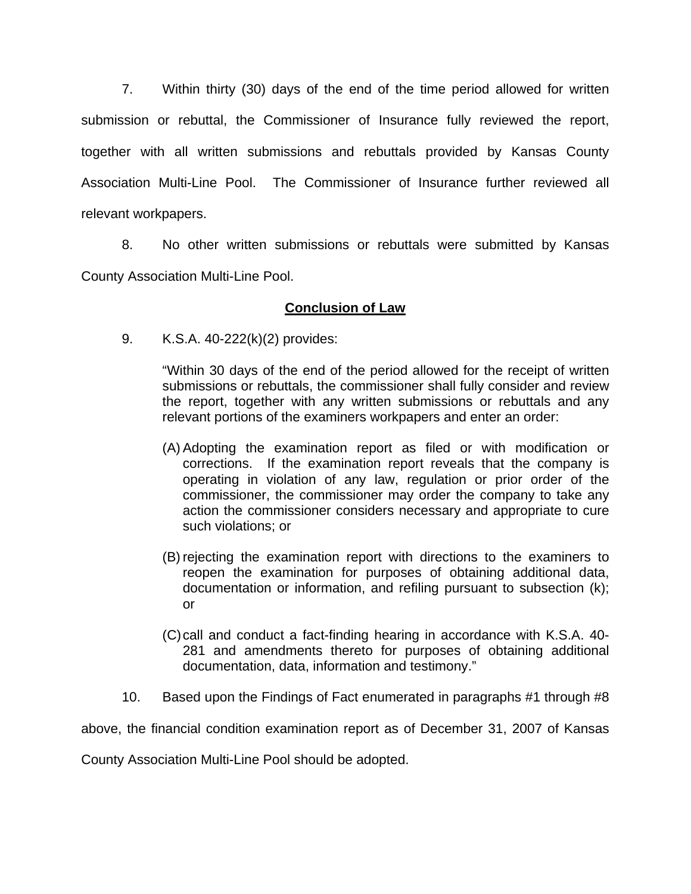7. Within thirty (30) days of the end of the time period allowed for written submission or rebuttal, the Commissioner of Insurance fully reviewed the report, together with all written submissions and rebuttals provided by Kansas County Association Multi-Line Pool. The Commissioner of Insurance further reviewed all relevant workpapers.

8. No other written submissions or rebuttals were submitted by Kansas County Association Multi-Line Pool.

## **Conclusion of Law**

9. K.S.A. 40-222(k)(2) provides:

> "Within 30 days of the end of the period allowed for the receipt of written submissions or rebuttals, the commissioner shall fully consider and review the report, together with any written submissions or rebuttals and any relevant portions of the examiners workpapers and enter an order:
>
> (A) Adopting the examination report as filed or with modification or corrections. If the examination report reveals that the company is operating in violation of any law, regulation or prior order of the commissioner, the commissioner may order the company to take any action the commissioner considers necessary and appropriate to cure such violations; or
>
> (B) rejecting the examination report with directions to the examiners to reopen the examination for purposes of obtaining additional data, documentation or information, and refiling pursuant to subsection (k); or
>
> (C) call and conduct a fact-finding hearing in accordance with K.S.A. 40-281 and amendments thereto for purposes of obtaining additional documentation, data, information and testimony."

10. Based upon the Findings of Fact enumerated in paragraphs #1 through #8 above, the financial condition examination report as of December 31, 2007 of Kansas County Association Multi-Line Pool should be adopted.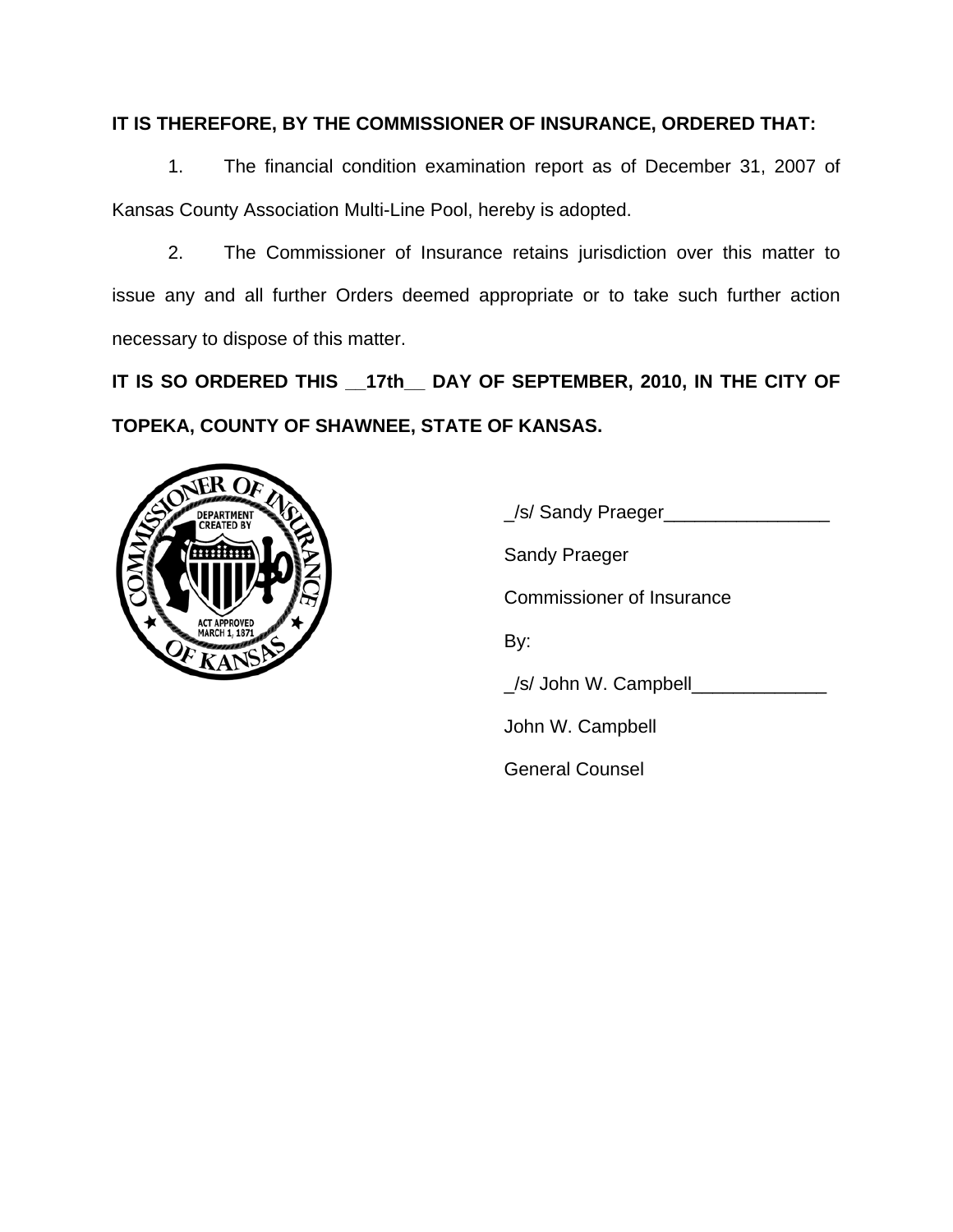**IT IS THEREFORE, BY THE COMMISSIONER OF INSURANCE, ORDERED THAT:**

1. The financial condition examination report as of December 31, 2007 of Kansas County Association Multi-Line Pool, hereby is adopted.

2. The Commissioner of Insurance retains jurisdiction over this matter to issue any and all further Orders deemed appropriate or to take such further action necessary to dispose of this matter.

**IT IS SO ORDERED THIS __17th__ DAY OF SEPTEMBER, 2010, IN THE CITY OF TOPEKA, COUNTY OF SHAWNEE, STATE OF KANSAS.**

_/s/ Sandy Praeger________________

Sandy Praeger

Commissioner of Insurance

By:

_/s/ John W. Campbell_____________

John W. Campbell

General Counsel